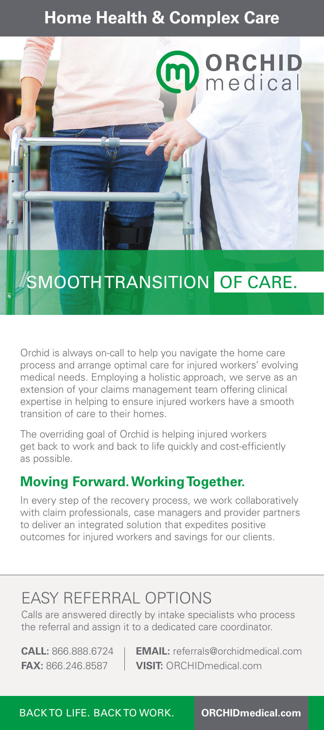# Home Health & Complex Care

ORCHID medical

## SMOOTH TRANSITION OF CARE.

Orchid is always on-call to help you navigate the home care process and arrange optimal care for injured workers' evolving medical needs. Employing a holistic approach, we serve as an extension of your claims management team offering clinical expertise in helping to ensure injured workers have a smooth transition of care to their homes.

The overriding goal of Orchid is helping injured workers get back to work and back to life quickly and cost-efficiently as possible.

### Moving Forward. Working Together.

In every step of the recovery process, we work collaboratively with claim professionals, case managers and provider partners to deliver an integrated solution that expedites positive outcomes for injured workers and savings for our clients.

## EASY REFERRAL OPTIONS

Calls are answered directly by intake specialists who process the referral and assign it to a dedicated care coordinator.

**CALL:** 866.888.6724
**FAX:** 866.246.8587
**EMAIL:** referrals@orchidmedical.com
**VISIT:** ORCHIDmedical.com

BACK TO LIFE. BACK TO WORK. **ORCHIDmedical.com**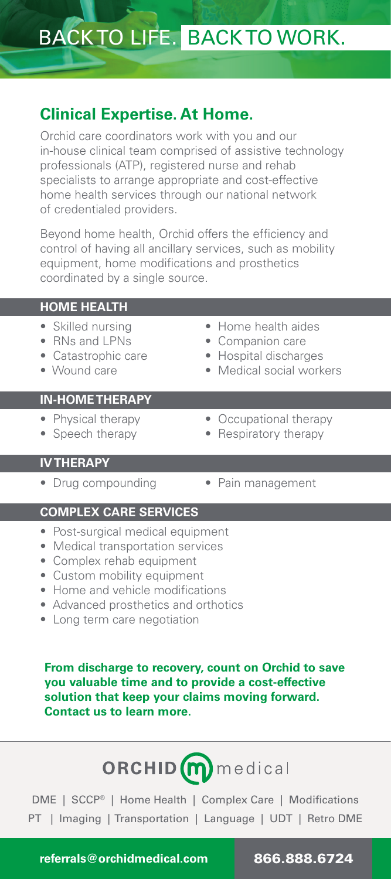# BACK TO LIFE. BACK TO WORK.

## Clinical Expertise. At Home.

Orchid care coordinators work with you and our in-house clinical team comprised of assistive technology professionals (ATP), registered nurse and rehab specialists to arrange appropriate and cost-effective home health services through our national network of credentialed providers.

Beyond home health, Orchid offers the efficiency and control of having all ancillary services, such as mobility equipment, home modifications and prosthetics coordinated by a single source.

### HOME HEALTH

- Skilled nursing
- RNs and LPNs
- Catastrophic care
- Wound care
- Home health aides
- Companion care
- Hospital discharges
- Medical social workers

### IN-HOME THERAPY

- Physical therapy
- Speech therapy
- Occupational therapy
- Respiratory therapy

### IV THERAPY

- Drug compounding
- Pain management

### COMPLEX CARE SERVICES

- Post-surgical medical equipment
- Medical transportation services
- Complex rehab equipment
- Custom mobility equipment
- Home and vehicle modifications
- Advanced prosthetics and orthotics
- Long term care negotiation

**From discharge to recovery, count on Orchid to save you valuable time and to provide a cost-effective solution that keep your claims moving forward. Contact us to learn more.**

ORCHID medical

DME | SCCP® | Home Health | Complex Care | Modifications
PT | Imaging | Transportation | Language | UDT | Retro DME

**referrals@orchidmedical.com** **866.888.6724**